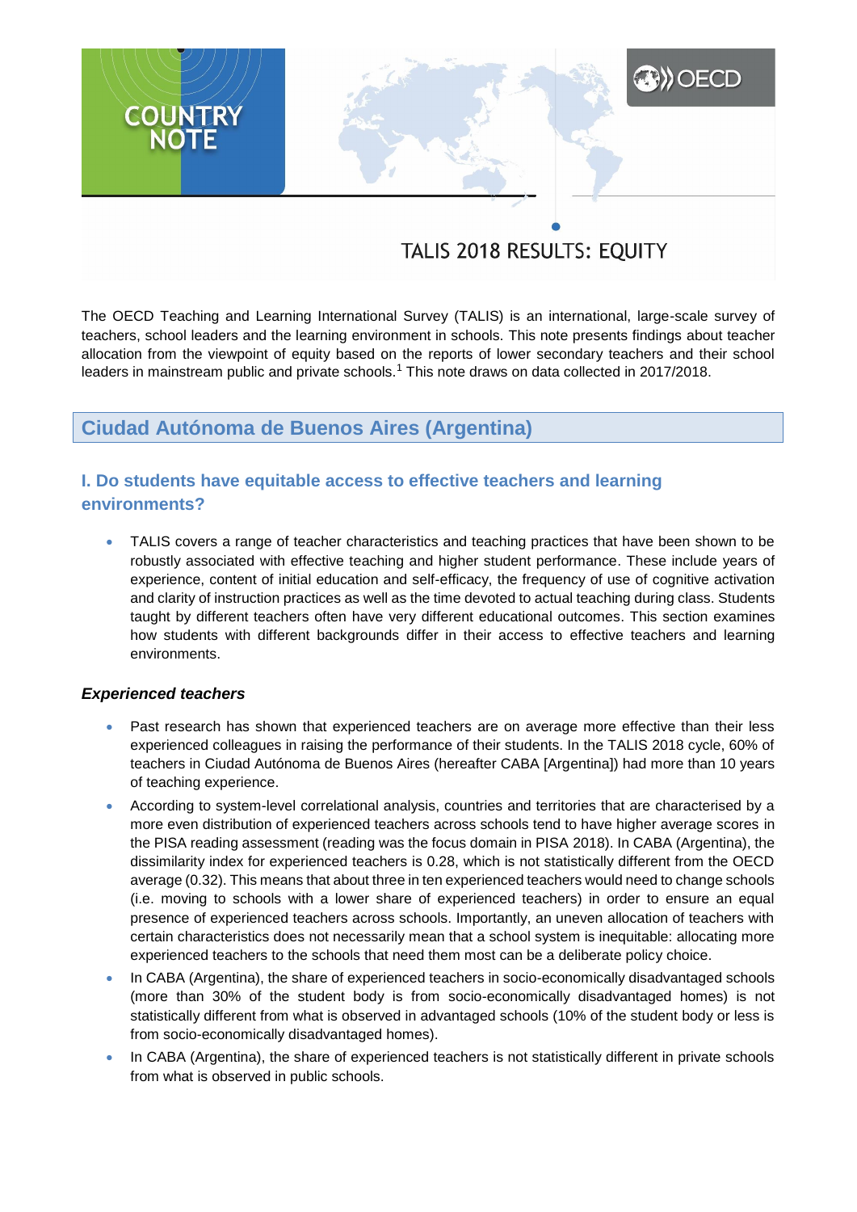COUNTRY NOTE

OECD

# TALIS 2018 RESULTS: EQUITY

The OECD Teaching and Learning International Survey (TALIS) is an international, large-scale survey of teachers, school leaders and the learning environment in schools. This note presents findings about teacher allocation from the viewpoint of equity based on the reports of lower secondary teachers and their school leaders in mainstream public and private schools.[1] This note draws on data collected in 2017/2018.

## Ciudad Autónoma de Buenos Aires (Argentina)

### I. Do students have equitable access to effective teachers and learning environments?

- TALIS covers a range of teacher characteristics and teaching practices that have been shown to be robustly associated with effective teaching and higher student performance. These include years of experience, content of initial education and self-efficacy, the frequency of use of cognitive activation and clarity of instruction practices as well as the time devoted to actual teaching during class. Students taught by different teachers often have very different educational outcomes. This section examines how students with different backgrounds differ in their access to effective teachers and learning environments.

#### *Experienced teachers*

- Past research has shown that experienced teachers are on average more effective than their less experienced colleagues in raising the performance of their students. In the TALIS 2018 cycle, 60% of teachers in Ciudad Autónoma de Buenos Aires (hereafter CABA [Argentina]) had more than 10 years of teaching experience.
- According to system-level correlational analysis, countries and territories that are characterised by a more even distribution of experienced teachers across schools tend to have higher average scores in the PISA reading assessment (reading was the focus domain in PISA 2018). In CABA (Argentina), the dissimilarity index for experienced teachers is 0.28, which is not statistically different from the OECD average (0.32). This means that about three in ten experienced teachers would need to change schools (i.e. moving to schools with a lower share of experienced teachers) in order to ensure an equal presence of experienced teachers across schools. Importantly, an uneven allocation of teachers with certain characteristics does not necessarily mean that a school system is inequitable: allocating more experienced teachers to the schools that need them most can be a deliberate policy choice.
- In CABA (Argentina), the share of experienced teachers in socio-economically disadvantaged schools (more than 30% of the student body is from socio-economically disadvantaged homes) is not statistically different from what is observed in advantaged schools (10% of the student body or less is from socio-economically disadvantaged homes).
- In CABA (Argentina), the share of experienced teachers is not statistically different in private schools from what is observed in public schools.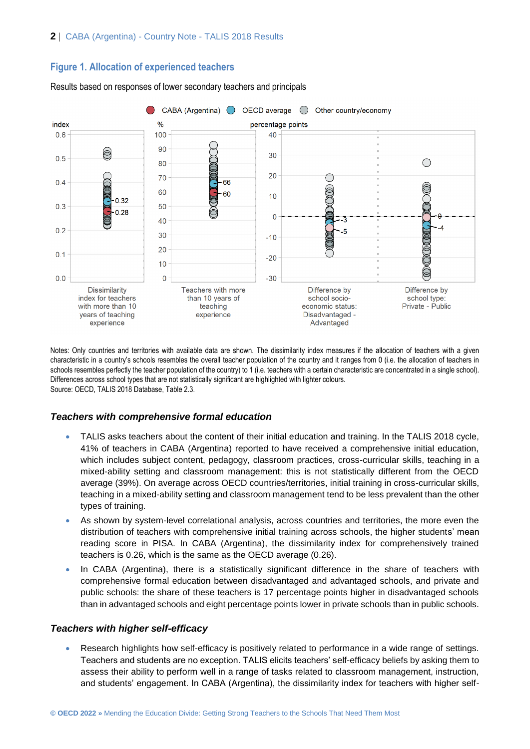## Figure 1. Allocation of experienced teachers

Results based on responses of lower secondary teachers and principals

Notes: Only countries and territories with available data are shown. The dissimilarity index measures if the allocation of teachers with a given characteristic in a country's schools resembles the overall teacher population of the country and it ranges from 0 (i.e. the allocation of teachers in schools resembles perfectly the teacher population of the country) to 1 (i.e. teachers with a certain characteristic are concentrated in a single school). Differences across school types that are not statistically significant are highlighted with lighter colours.
Source: OECD, TALIS 2018 Database, Table 2.3.

### *Teachers with comprehensive formal education*

- TALIS asks teachers about the content of their initial education and training. In the TALIS 2018 cycle, 41% of teachers in CABA (Argentina) reported to have received a comprehensive initial education, which includes subject content, pedagogy, classroom practices, cross-curricular skills, teaching in a mixed-ability setting and classroom management: this is not statistically different from the OECD average (39%). On average across OECD countries/territories, initial training in cross-curricular skills, teaching in a mixed-ability setting and classroom management tend to be less prevalent than the other types of training.
- As shown by system-level correlational analysis, across countries and territories, the more even the distribution of teachers with comprehensive initial training across schools, the higher students' mean reading score in PISA. In CABA (Argentina), the dissimilarity index for comprehensively trained teachers is 0.26, which is the same as the OECD average (0.26).
- In CABA (Argentina), there is a statistically significant difference in the share of teachers with comprehensive formal education between disadvantaged and advantaged schools, and private and public schools: the share of these teachers is 17 percentage points higher in disadvantaged schools than in advantaged schools and eight percentage points lower in private schools than in public schools.

### *Teachers with higher self-efficacy*

- Research highlights how self-efficacy is positively related to performance in a wide range of settings. Teachers and students are no exception. TALIS elicits teachers' self-efficacy beliefs by asking them to assess their ability to perform well in a range of tasks related to classroom management, instruction, and students' engagement. In CABA (Argentina), the dissimilarity index for teachers with higher self-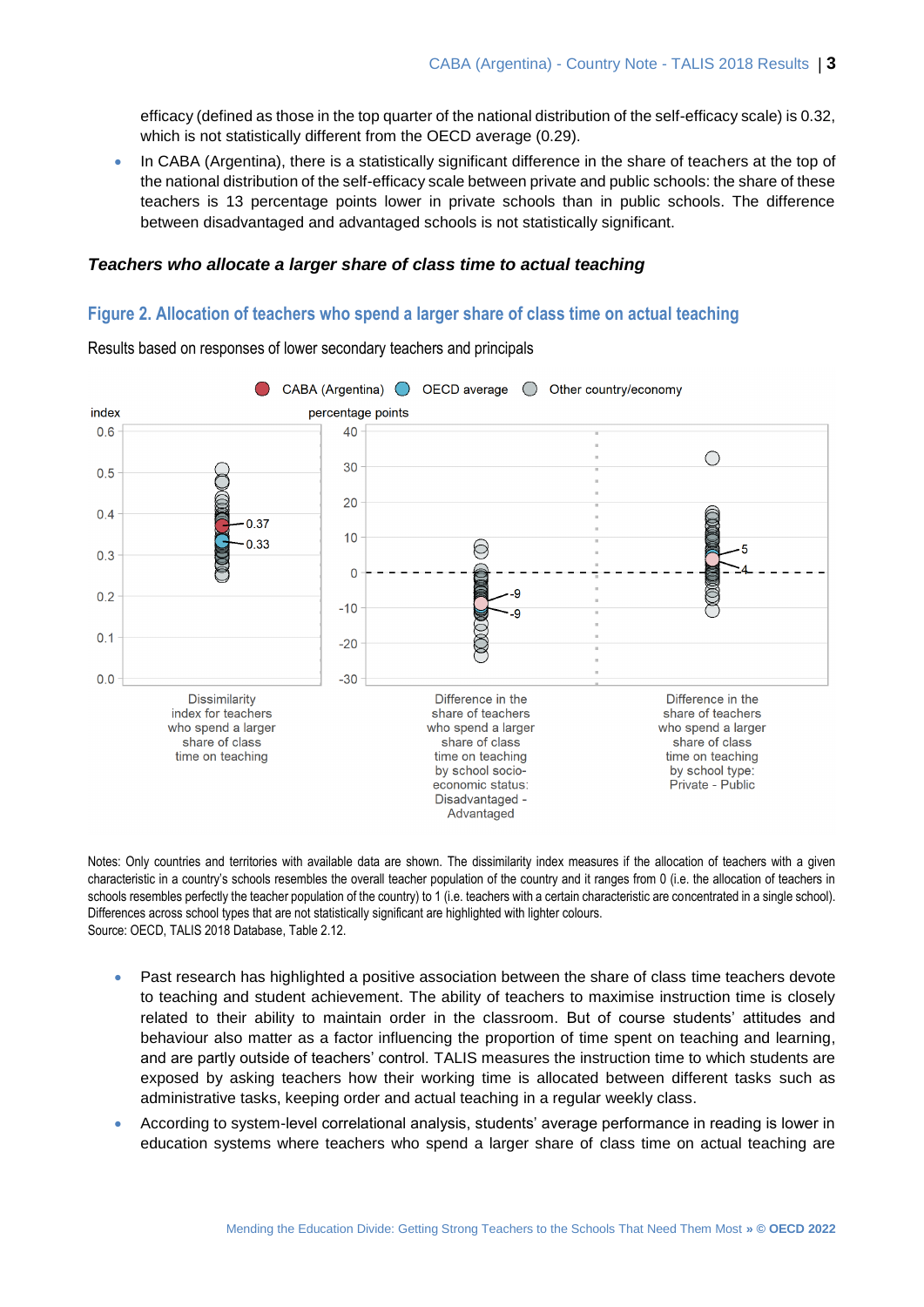efficacy (defined as those in the top quarter of the national distribution of the self-efficacy scale) is 0.32, which is not statistically different from the OECD average (0.29).

- In CABA (Argentina), there is a statistically significant difference in the share of teachers at the top of the national distribution of the self-efficacy scale between private and public schools: the share of these teachers is 13 percentage points lower in private schools than in public schools. The difference between disadvantaged and advantaged schools is not statistically significant.

### *Teachers who allocate a larger share of class time to actual teaching*

## Figure 2. Allocation of teachers who spend a larger share of class time on actual teaching

Results based on responses of lower secondary teachers and principals

CABA (Argentina) | OECD average | Other country/economy

index | percentage points

Dissimilarity index for teachers who spend a larger share of class time on teaching: CABA (Argentina) 0.37; OECD average 0.33

Difference in the share of teachers who spend a larger share of class time on teaching by school socio-economic status: Disadvantaged - Advantaged: -9; -9

Difference in the share of teachers who spend a larger share of class time on teaching by school type: Private - Public: 5; 4

Notes: Only countries and territories with available data are shown. The dissimilarity index measures if the allocation of teachers with a given characteristic in a country's schools resembles the overall teacher population of the country and it ranges from 0 (i.e. the allocation of teachers in schools resembles perfectly the teacher population of the country) to 1 (i.e. teachers with a certain characteristic are concentrated in a single school). Differences across school types that are not statistically significant are highlighted with lighter colours.
Source: OECD, TALIS 2018 Database, Table 2.12.

- Past research has highlighted a positive association between the share of class time teachers devote to teaching and student achievement. The ability of teachers to maximise instruction time is closely related to their ability to maintain order in the classroom. But of course students' attitudes and behaviour also matter as a factor influencing the proportion of time spent on teaching and learning, and are partly outside of teachers' control. TALIS measures the instruction time to which students are exposed by asking teachers how their working time is allocated between different tasks such as administrative tasks, keeping order and actual teaching in a regular weekly class.
- According to system-level correlational analysis, students' average performance in reading is lower in education systems where teachers who spend a larger share of class time on actual teaching are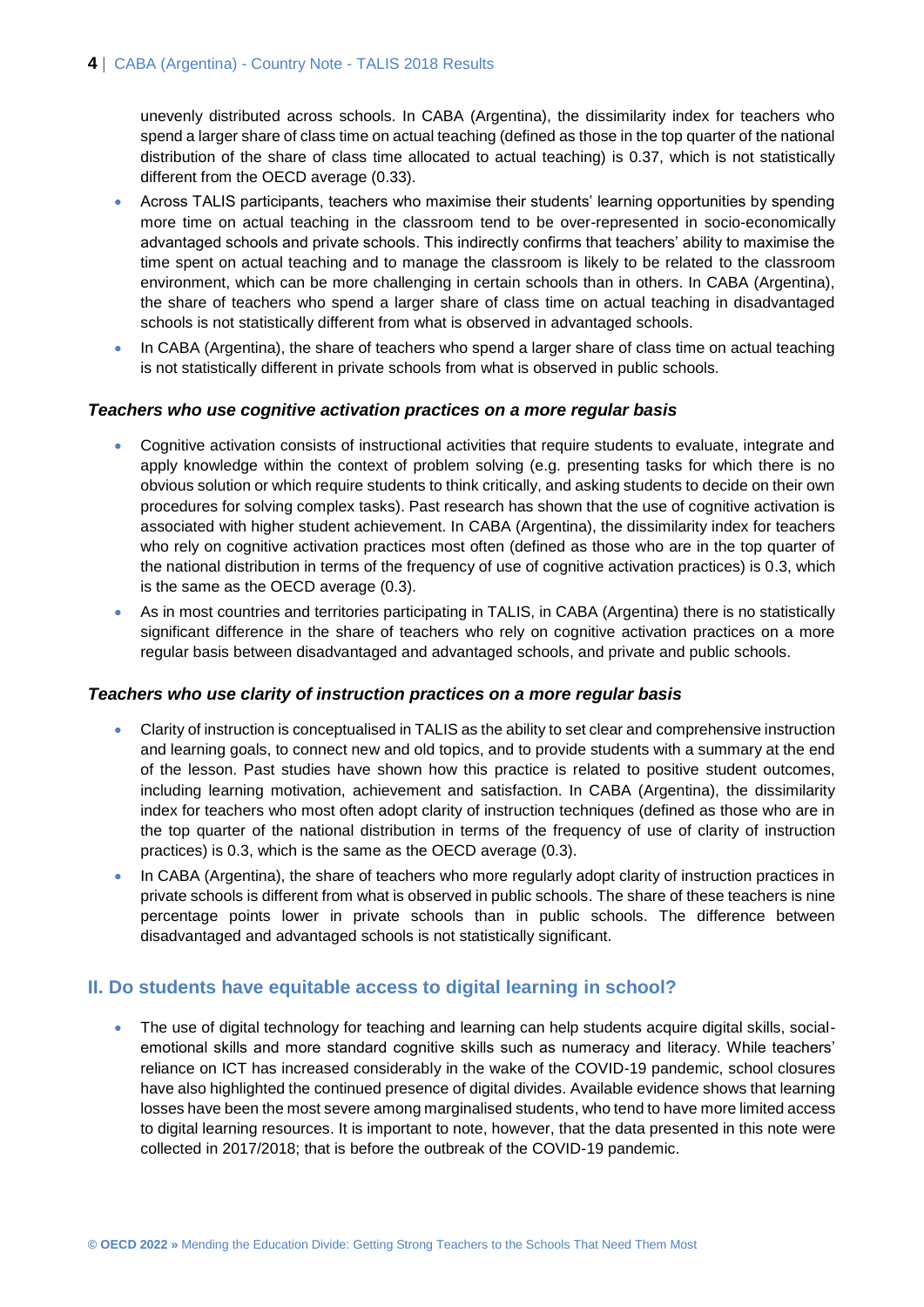unevenly distributed across schools. In CABA (Argentina), the dissimilarity index for teachers who spend a larger share of class time on actual teaching (defined as those in the top quarter of the national distribution of the share of class time allocated to actual teaching) is 0.37, which is not statistically different from the OECD average (0.33).

- Across TALIS participants, teachers who maximise their students' learning opportunities by spending more time on actual teaching in the classroom tend to be over-represented in socio-economically advantaged schools and private schools. This indirectly confirms that teachers' ability to maximise the time spent on actual teaching and to manage the classroom is likely to be related to the classroom environment, which can be more challenging in certain schools than in others. In CABA (Argentina), the share of teachers who spend a larger share of class time on actual teaching in disadvantaged schools is not statistically different from what is observed in advantaged schools.
- In CABA (Argentina), the share of teachers who spend a larger share of class time on actual teaching is not statistically different in private schools from what is observed in public schools.

### *Teachers who use cognitive activation practices on a more regular basis*

- Cognitive activation consists of instructional activities that require students to evaluate, integrate and apply knowledge within the context of problem solving (e.g. presenting tasks for which there is no obvious solution or which require students to think critically, and asking students to decide on their own procedures for solving complex tasks). Past research has shown that the use of cognitive activation is associated with higher student achievement. In CABA (Argentina), the dissimilarity index for teachers who rely on cognitive activation practices most often (defined as those who are in the top quarter of the national distribution in terms of the frequency of use of cognitive activation practices) is 0.3, which is the same as the OECD average (0.3).
- As in most countries and territories participating in TALIS, in CABA (Argentina) there is no statistically significant difference in the share of teachers who rely on cognitive activation practices on a more regular basis between disadvantaged and advantaged schools, and private and public schools.

### *Teachers who use clarity of instruction practices on a more regular basis*

- Clarity of instruction is conceptualised in TALIS as the ability to set clear and comprehensive instruction and learning goals, to connect new and old topics, and to provide students with a summary at the end of the lesson. Past studies have shown how this practice is related to positive student outcomes, including learning motivation, achievement and satisfaction. In CABA (Argentina), the dissimilarity index for teachers who most often adopt clarity of instruction techniques (defined as those who are in the top quarter of the national distribution in terms of the frequency of use of clarity of instruction practices) is 0.3, which is the same as the OECD average (0.3).
- In CABA (Argentina), the share of teachers who more regularly adopt clarity of instruction practices in private schools is different from what is observed in public schools. The share of these teachers is nine percentage points lower in private schools than in public schools. The difference between disadvantaged and advantaged schools is not statistically significant.

## II. Do students have equitable access to digital learning in school?

- The use of digital technology for teaching and learning can help students acquire digital skills, social-emotional skills and more standard cognitive skills such as numeracy and literacy. While teachers' reliance on ICT has increased considerably in the wake of the COVID-19 pandemic, school closures have also highlighted the continued presence of digital divides. Available evidence shows that learning losses have been the most severe among marginalised students, who tend to have more limited access to digital learning resources. It is important to note, however, that the data presented in this note were collected in 2017/2018; that is before the outbreak of the COVID-19 pandemic.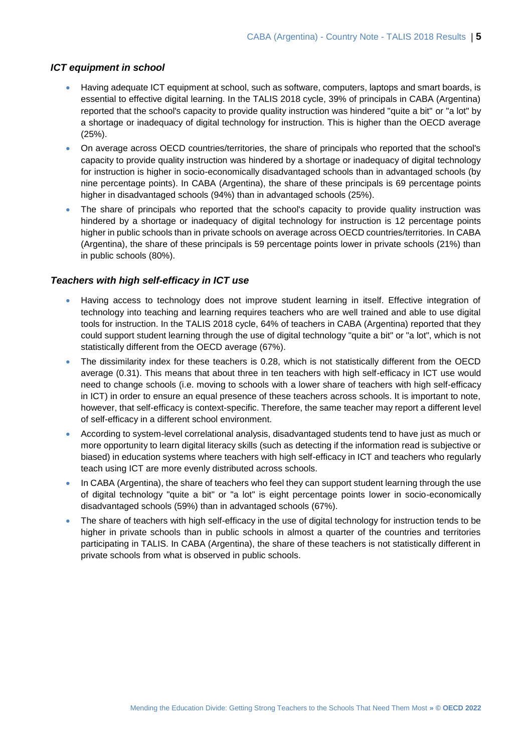### *ICT equipment in school*

- Having adequate ICT equipment at school, such as software, computers, laptops and smart boards, is essential to effective digital learning. In the TALIS 2018 cycle, 39% of principals in CABA (Argentina) reported that the school's capacity to provide quality instruction was hindered "quite a bit" or "a lot" by a shortage or inadequacy of digital technology for instruction. This is higher than the OECD average (25%).
- On average across OECD countries/territories, the share of principals who reported that the school's capacity to provide quality instruction was hindered by a shortage or inadequacy of digital technology for instruction is higher in socio-economically disadvantaged schools than in advantaged schools (by nine percentage points). In CABA (Argentina), the share of these principals is 69 percentage points higher in disadvantaged schools (94%) than in advantaged schools (25%).
- The share of principals who reported that the school's capacity to provide quality instruction was hindered by a shortage or inadequacy of digital technology for instruction is 12 percentage points higher in public schools than in private schools on average across OECD countries/territories. In CABA (Argentina), the share of these principals is 59 percentage points lower in private schools (21%) than in public schools (80%).

### *Teachers with high self-efficacy in ICT use*

- Having access to technology does not improve student learning in itself. Effective integration of technology into teaching and learning requires teachers who are well trained and able to use digital tools for instruction. In the TALIS 2018 cycle, 64% of teachers in CABA (Argentina) reported that they could support student learning through the use of digital technology "quite a bit" or "a lot", which is not statistically different from the OECD average (67%).
- The dissimilarity index for these teachers is 0.28, which is not statistically different from the OECD average (0.31). This means that about three in ten teachers with high self-efficacy in ICT use would need to change schools (i.e. moving to schools with a lower share of teachers with high self-efficacy in ICT) in order to ensure an equal presence of these teachers across schools. It is important to note, however, that self-efficacy is context-specific. Therefore, the same teacher may report a different level of self-efficacy in a different school environment.
- According to system-level correlational analysis, disadvantaged students tend to have just as much or more opportunity to learn digital literacy skills (such as detecting if the information read is subjective or biased) in education systems where teachers with high self-efficacy in ICT and teachers who regularly teach using ICT are more evenly distributed across schools.
- In CABA (Argentina), the share of teachers who feel they can support student learning through the use of digital technology "quite a bit" or "a lot" is eight percentage points lower in socio-economically disadvantaged schools (59%) than in advantaged schools (67%).
- The share of teachers with high self-efficacy in the use of digital technology for instruction tends to be higher in private schools than in public schools in almost a quarter of the countries and territories participating in TALIS. In CABA (Argentina), the share of these teachers is not statistically different in private schools from what is observed in public schools.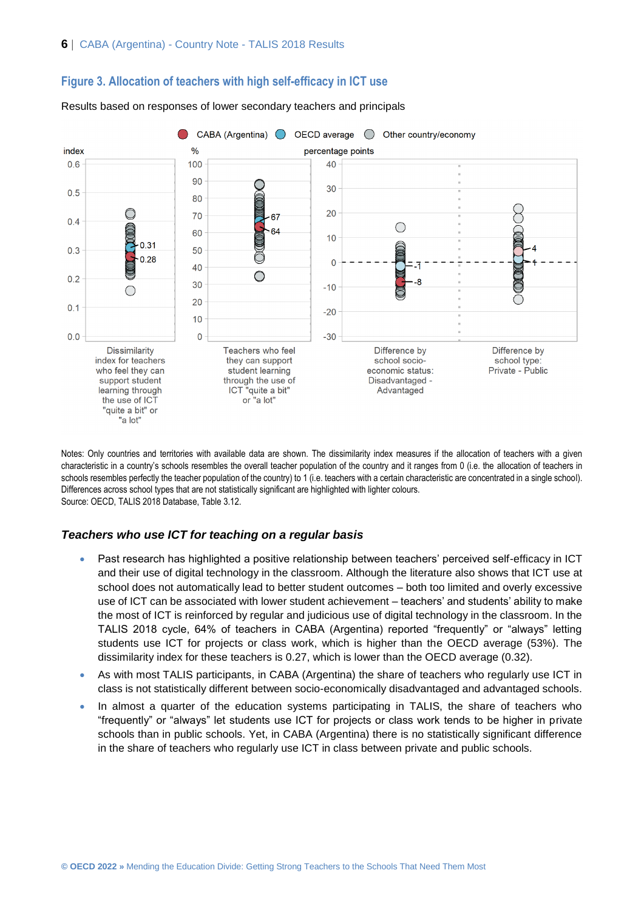## Figure 3. Allocation of teachers with high self-efficacy in ICT use

Results based on responses of lower secondary teachers and principals

Notes: Only countries and territories with available data are shown. The dissimilarity index measures if the allocation of teachers with a given characteristic in a country's schools resembles the overall teacher population of the country and it ranges from 0 (i.e. the allocation of teachers in schools resembles perfectly the teacher population of the country) to 1 (i.e. teachers with a certain characteristic are concentrated in a single school). Differences across school types that are not statistically significant are highlighted with lighter colours.

Source: OECD, TALIS 2018 Database, Table 3.12.

### *Teachers who use ICT for teaching on a regular basis*

- Past research has highlighted a positive relationship between teachers' perceived self-efficacy in ICT and their use of digital technology in the classroom. Although the literature also shows that ICT use at school does not automatically lead to better student outcomes – both too limited and overly excessive use of ICT can be associated with lower student achievement – teachers' and students' ability to make the most of ICT is reinforced by regular and judicious use of digital technology in the classroom. In the TALIS 2018 cycle, 64% of teachers in CABA (Argentina) reported "frequently" or "always" letting students use ICT for projects or class work, which is higher than the OECD average (53%). The dissimilarity index for these teachers is 0.27, which is lower than the OECD average (0.32).
- As with most TALIS participants, in CABA (Argentina) the share of teachers who regularly use ICT in class is not statistically different between socio-economically disadvantaged and advantaged schools.
- In almost a quarter of the education systems participating in TALIS, the share of teachers who "frequently" or "always" let students use ICT for projects or class work tends to be higher in private schools than in public schools. Yet, in CABA (Argentina) there is no statistically significant difference in the share of teachers who regularly use ICT in class between private and public schools.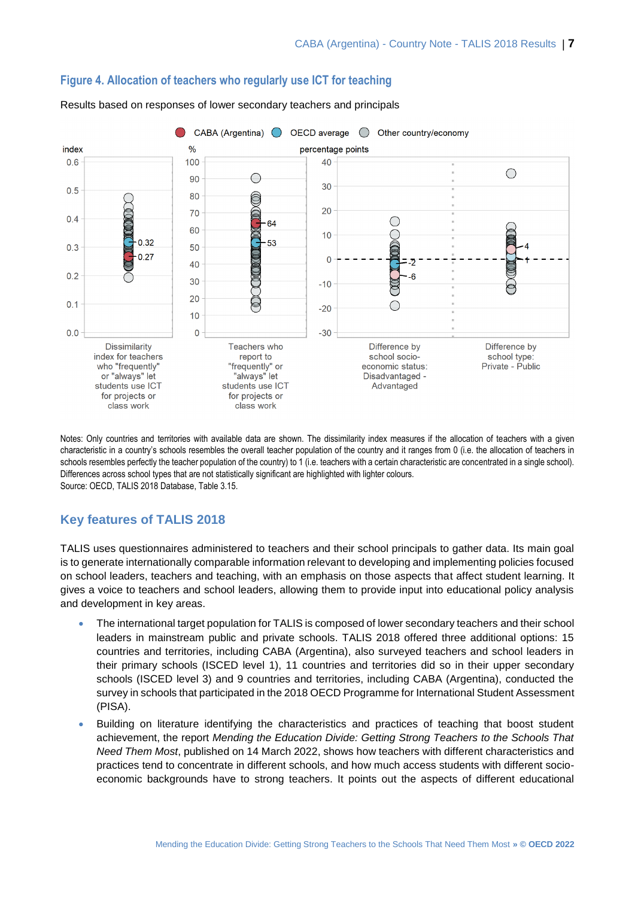## Figure 4. Allocation of teachers who regularly use ICT for teaching

Results based on responses of lower secondary teachers and principals

Notes: Only countries and territories with available data are shown. The dissimilarity index measures if the allocation of teachers with a given characteristic in a country's schools resembles the overall teacher population of the country and it ranges from 0 (i.e. the allocation of teachers in schools resembles perfectly the teacher population of the country) to 1 (i.e. teachers with a certain characteristic are concentrated in a single school). Differences across school types that are not statistically significant are highlighted with lighter colours.
Source: OECD, TALIS 2018 Database, Table 3.15.

## Key features of TALIS 2018

TALIS uses questionnaires administered to teachers and their school principals to gather data. Its main goal is to generate internationally comparable information relevant to developing and implementing policies focused on school leaders, teachers and teaching, with an emphasis on those aspects that affect student learning. It gives a voice to teachers and school leaders, allowing them to provide input into educational policy analysis and development in key areas.

- The international target population for TALIS is composed of lower secondary teachers and their school leaders in mainstream public and private schools. TALIS 2018 offered three additional options: 15 countries and territories, including CABA (Argentina), also surveyed teachers and school leaders in their primary schools (ISCED level 1), 11 countries and territories did so in their upper secondary schools (ISCED level 3) and 9 countries and territories, including CABA (Argentina), conducted the survey in schools that participated in the 2018 OECD Programme for International Student Assessment (PISA).
- Building on literature identifying the characteristics and practices of teaching that boost student achievement, the report *Mending the Education Divide: Getting Strong Teachers to the Schools That Need Them Most*, published on 14 March 2022, shows how teachers with different characteristics and practices tend to concentrate in different schools, and how much access students with different socio-economic backgrounds have to strong teachers. It points out the aspects of different educational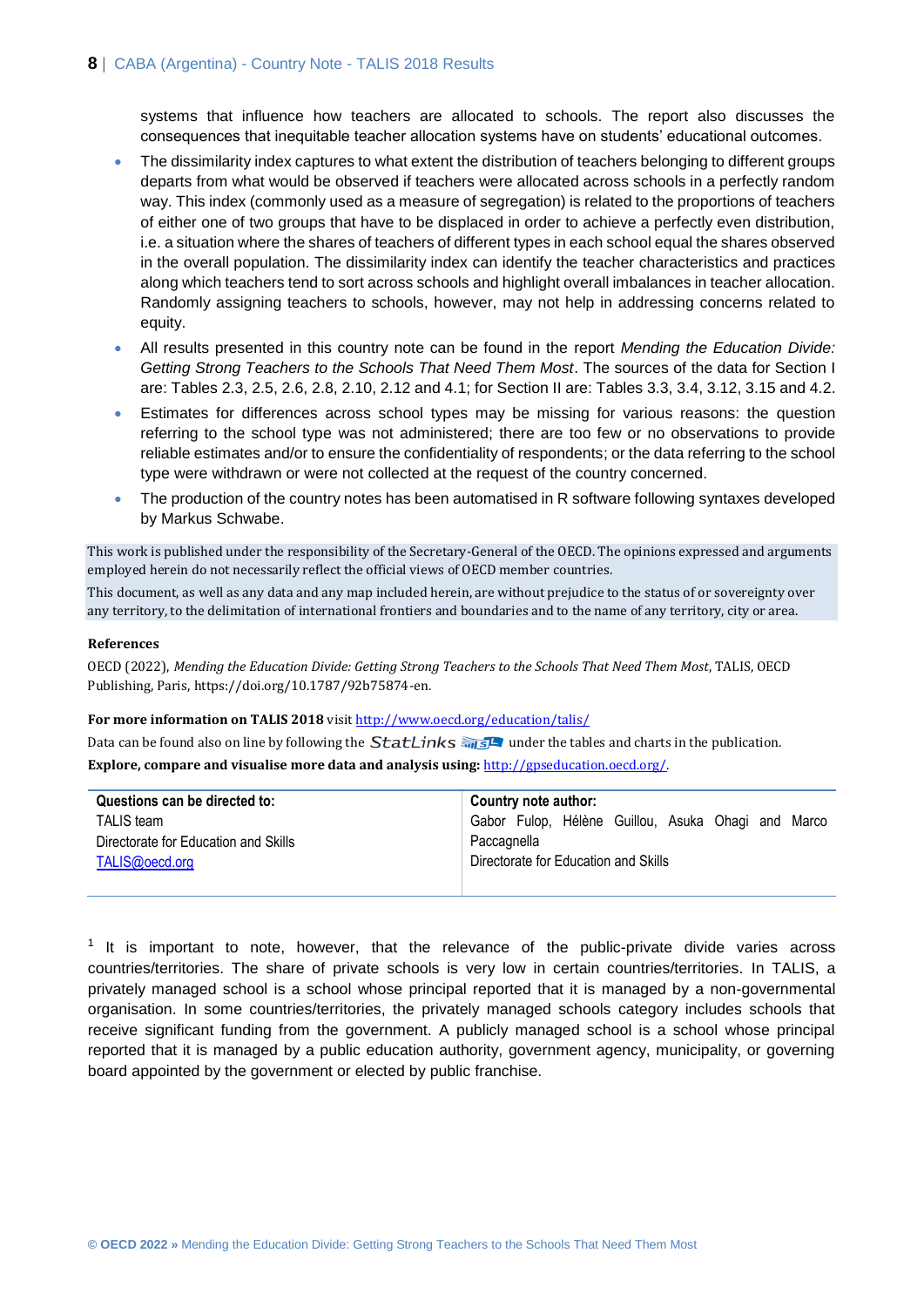systems that influence how teachers are allocated to schools. The report also discusses the consequences that inequitable teacher allocation systems have on students' educational outcomes.

- The dissimilarity index captures to what extent the distribution of teachers belonging to different groups departs from what would be observed if teachers were allocated across schools in a perfectly random way. This index (commonly used as a measure of segregation) is related to the proportions of teachers of either one of two groups that have to be displaced in order to achieve a perfectly even distribution, i.e. a situation where the shares of teachers of different types in each school equal the shares observed in the overall population. The dissimilarity index can identify the teacher characteristics and practices along which teachers tend to sort across schools and highlight overall imbalances in teacher allocation. Randomly assigning teachers to schools, however, may not help in addressing concerns related to equity.
- All results presented in this country note can be found in the report *Mending the Education Divide: Getting Strong Teachers to the Schools That Need Them Most*. The sources of the data for Section I are: Tables 2.3, 2.5, 2.6, 2.8, 2.10, 2.12 and 4.1; for Section II are: Tables 3.3, 3.4, 3.12, 3.15 and 4.2.
- Estimates for differences across school types may be missing for various reasons: the question referring to the school type was not administered; there are too few or no observations to provide reliable estimates and/or to ensure the confidentiality of respondents; or the data referring to the school type were withdrawn or were not collected at the request of the country concerned.
- The production of the country notes has been automatised in R software following syntaxes developed by Markus Schwabe.

This work is published under the responsibility of the Secretary-General of the OECD. The opinions expressed and arguments employed herein do not necessarily reflect the official views of OECD member countries.

This document, as well as any data and any map included herein, are without prejudice to the status of or sovereignty over any territory, to the delimitation of international frontiers and boundaries and to the name of any territory, city or area.

**References**

OECD (2022), *Mending the Education Divide: Getting Strong Teachers to the Schools That Need Them Most*, TALIS, OECD Publishing, Paris, https://doi.org/10.1787/92b75874-en.

**For more information on TALIS 2018** visit http://www.oecd.org/education/talis/

Data can be found also on line by following the StatLinks under the tables and charts in the publication.

**Explore, compare and visualise more data and analysis using:** http://gpseducation.oecd.org/.

| **Questions can be directed to:** | **Country note author:** |
|---|---|
| TALIS team<br>Directorate for Education and Skills<br>TALIS@oecd.org | Gabor Fulop, Hélène Guillou, Asuka Ohagi and Marco Paccagnella<br>Directorate for Education and Skills |

[1] It is important to note, however, that the relevance of the public-private divide varies across countries/territories. The share of private schools is very low in certain countries/territories. In TALIS, a privately managed school is a school whose principal reported that it is managed by a non-governmental organisation. In some countries/territories, the privately managed schools category includes schools that receive significant funding from the government. A publicly managed school is a school whose principal reported that it is managed by a public education authority, government agency, municipality, or governing board appointed by the government or elected by public franchise.